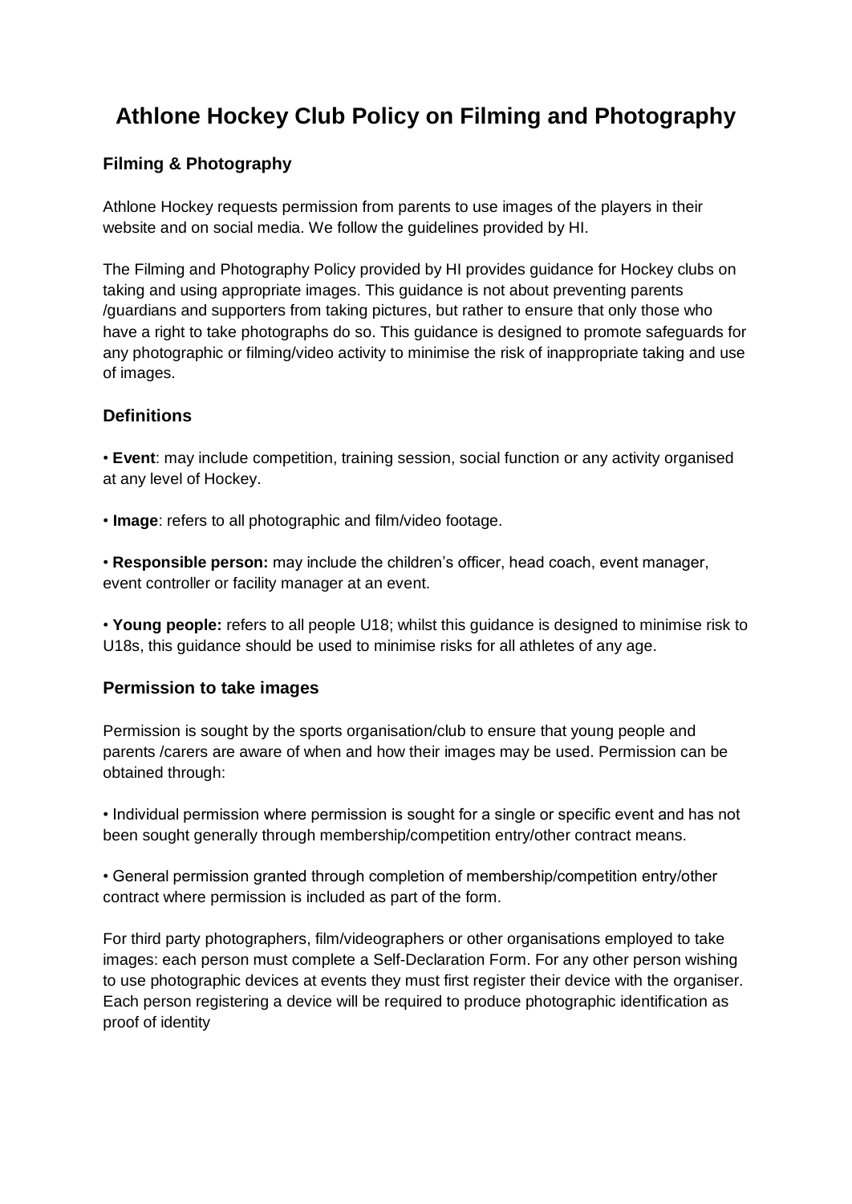# Athlone Hockey Club Policy on Filming and Photography

## Filming & Photography

Athlone Hockey requests permission from parents to use images of the players in their website and on social media. We follow the guidelines provided by HI.

The Filming and Photography Policy provided by HI provides guidance for Hockey clubs on taking and using appropriate images. This guidance is not about preventing parents /guardians and supporters from taking pictures, but rather to ensure that only those who have a right to take photographs do so. This guidance is designed to promote safeguards for any photographic or filming/video activity to minimise the risk of inappropriate taking and use of images.

## Definitions

• **Event**: may include competition, training session, social function or any activity organised at any level of Hockey.

• **Image**: refers to all photographic and film/video footage.

• **Responsible person:** may include the children's officer, head coach, event manager, event controller or facility manager at an event.

• **Young people:** refers to all people U18; whilst this guidance is designed to minimise risk to U18s, this guidance should be used to minimise risks for all athletes of any age.

## Permission to take images

Permission is sought by the sports organisation/club to ensure that young people and parents /carers are aware of when and how their images may be used. Permission can be obtained through:

• Individual permission where permission is sought for a single or specific event and has not been sought generally through membership/competition entry/other contract means.

• General permission granted through completion of membership/competition entry/other contract where permission is included as part of the form.

For third party photographers, film/videographers or other organisations employed to take images: each person must complete a Self-Declaration Form. For any other person wishing to use photographic devices at events they must first register their device with the organiser. Each person registering a device will be required to produce photographic identification as proof of identity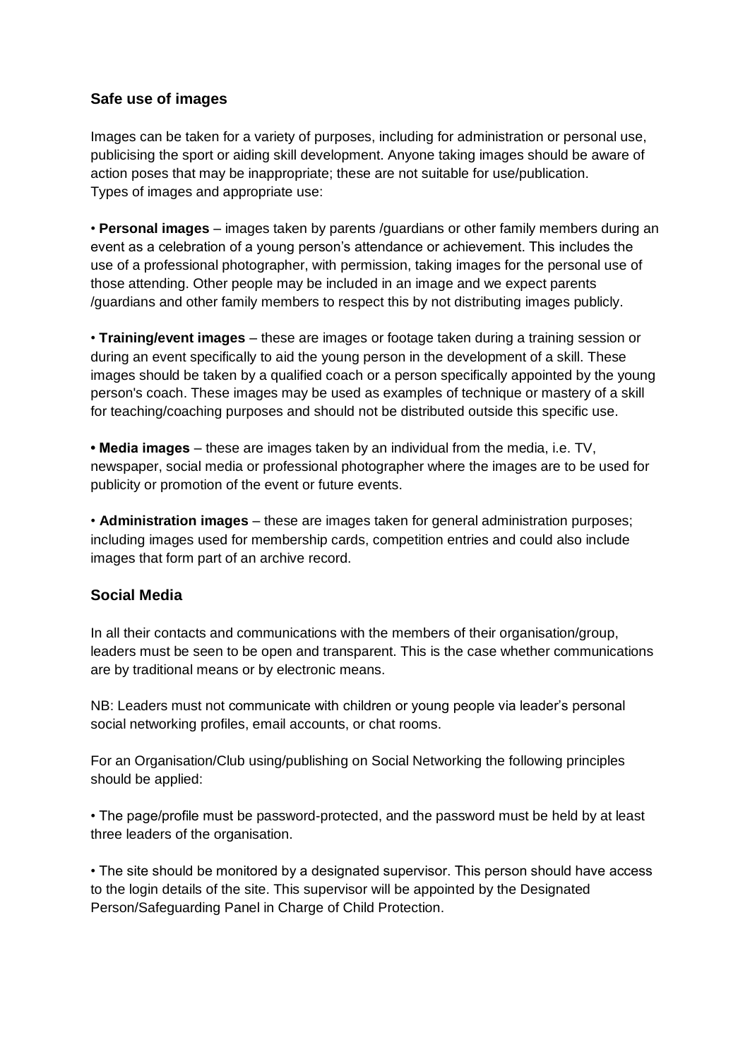## Safe use of images

Images can be taken for a variety of purposes, including for administration or personal use, publicising the sport or aiding skill development. Anyone taking images should be aware of action poses that may be inappropriate; these are not suitable for use/publication.
Types of images and appropriate use:

- **Personal images** – images taken by parents /guardians or other family members during an event as a celebration of a young person's attendance or achievement. This includes the use of a professional photographer, with permission, taking images for the personal use of those attending. Other people may be included in an image and we expect parents /guardians and other family members to respect this by not distributing images publicly.

- **Training/event images** – these are images or footage taken during a training session or during an event specifically to aid the young person in the development of a skill. These images should be taken by a qualified coach or a person specifically appointed by the young person's coach. These images may be used as examples of technique or mastery of a skill for teaching/coaching purposes and should not be distributed outside this specific use.

- **Media images** – these are images taken by an individual from the media, i.e. TV, newspaper, social media or professional photographer where the images are to be used for publicity or promotion of the event or future events.

- **Administration images** – these are images taken for general administration purposes; including images used for membership cards, competition entries and could also include images that form part of an archive record.

## Social Media

In all their contacts and communications with the members of their organisation/group, leaders must be seen to be open and transparent. This is the case whether communications are by traditional means or by electronic means.

NB: Leaders must not communicate with children or young people via leader's personal social networking profiles, email accounts, or chat rooms.

For an Organisation/Club using/publishing on Social Networking the following principles should be applied:

- The page/profile must be password-protected, and the password must be held by at least three leaders of the organisation.

- The site should be monitored by a designated supervisor. This person should have access to the login details of the site. This supervisor will be appointed by the Designated Person/Safeguarding Panel in Charge of Child Protection.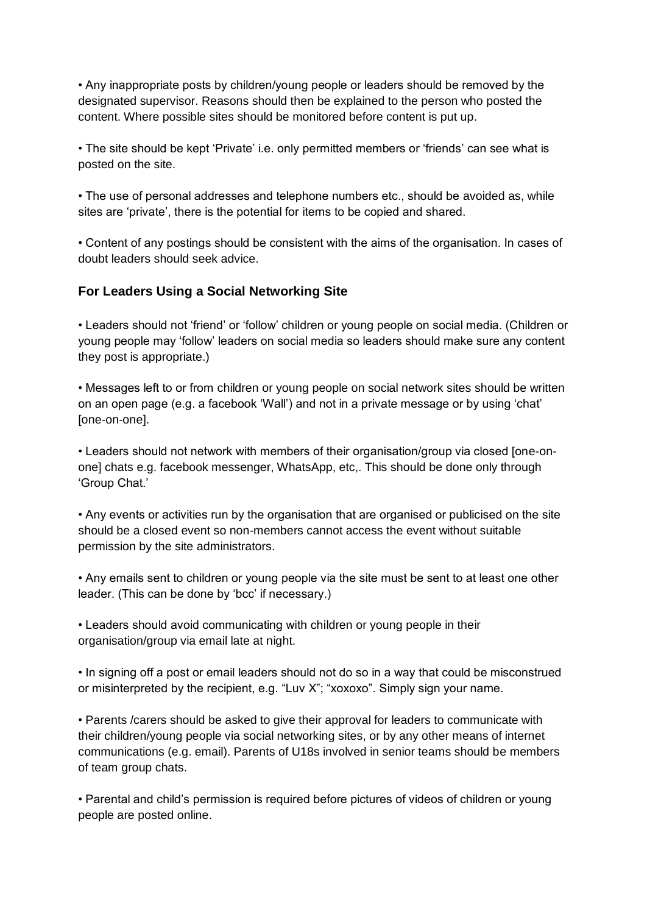• Any inappropriate posts by children/young people or leaders should be removed by the designated supervisor. Reasons should then be explained to the person who posted the content. Where possible sites should be monitored before content is put up.

• The site should be kept 'Private' i.e. only permitted members or 'friends' can see what is posted on the site.

• The use of personal addresses and telephone numbers etc., should be avoided as, while sites are 'private', there is the potential for items to be copied and shared.

• Content of any postings should be consistent with the aims of the organisation. In cases of doubt leaders should seek advice.

### For Leaders Using a Social Networking Site

• Leaders should not 'friend' or 'follow' children or young people on social media. (Children or young people may 'follow' leaders on social media so leaders should make sure any content they post is appropriate.)

• Messages left to or from children or young people on social network sites should be written on an open page (e.g. a facebook 'Wall') and not in a private message or by using 'chat' [one-on-one].

• Leaders should not network with members of their organisation/group via closed [one-on-one] chats e.g. facebook messenger, WhatsApp, etc,. This should be done only through 'Group Chat.'

• Any events or activities run by the organisation that are organised or publicised on the site should be a closed event so non-members cannot access the event without suitable permission by the site administrators.

• Any emails sent to children or young people via the site must be sent to at least one other leader. (This can be done by 'bcc' if necessary.)

• Leaders should avoid communicating with children or young people in their organisation/group via email late at night.

• In signing off a post or email leaders should not do so in a way that could be misconstrued or misinterpreted by the recipient, e.g. "Luv X"; "xoxoxo". Simply sign your name.

• Parents /carers should be asked to give their approval for leaders to communicate with their children/young people via social networking sites, or by any other means of internet communications (e.g. email). Parents of U18s involved in senior teams should be members of team group chats.

• Parental and child's permission is required before pictures of videos of children or young people are posted online.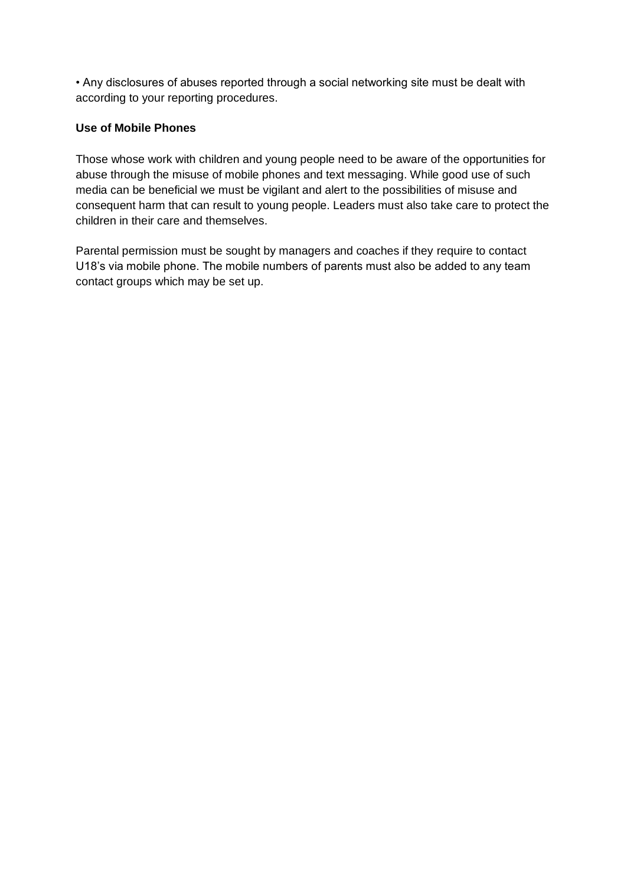- Any disclosures of abuses reported through a social networking site must be dealt with according to your reporting procedures.

**Use of Mobile Phones**

Those whose work with children and young people need to be aware of the opportunities for abuse through the misuse of mobile phones and text messaging. While good use of such media can be beneficial we must be vigilant and alert to the possibilities of misuse and consequent harm that can result to young people. Leaders must also take care to protect the children in their care and themselves.

Parental permission must be sought by managers and coaches if they require to contact U18's via mobile phone. The mobile numbers of parents must also be added to any team contact groups which may be set up.